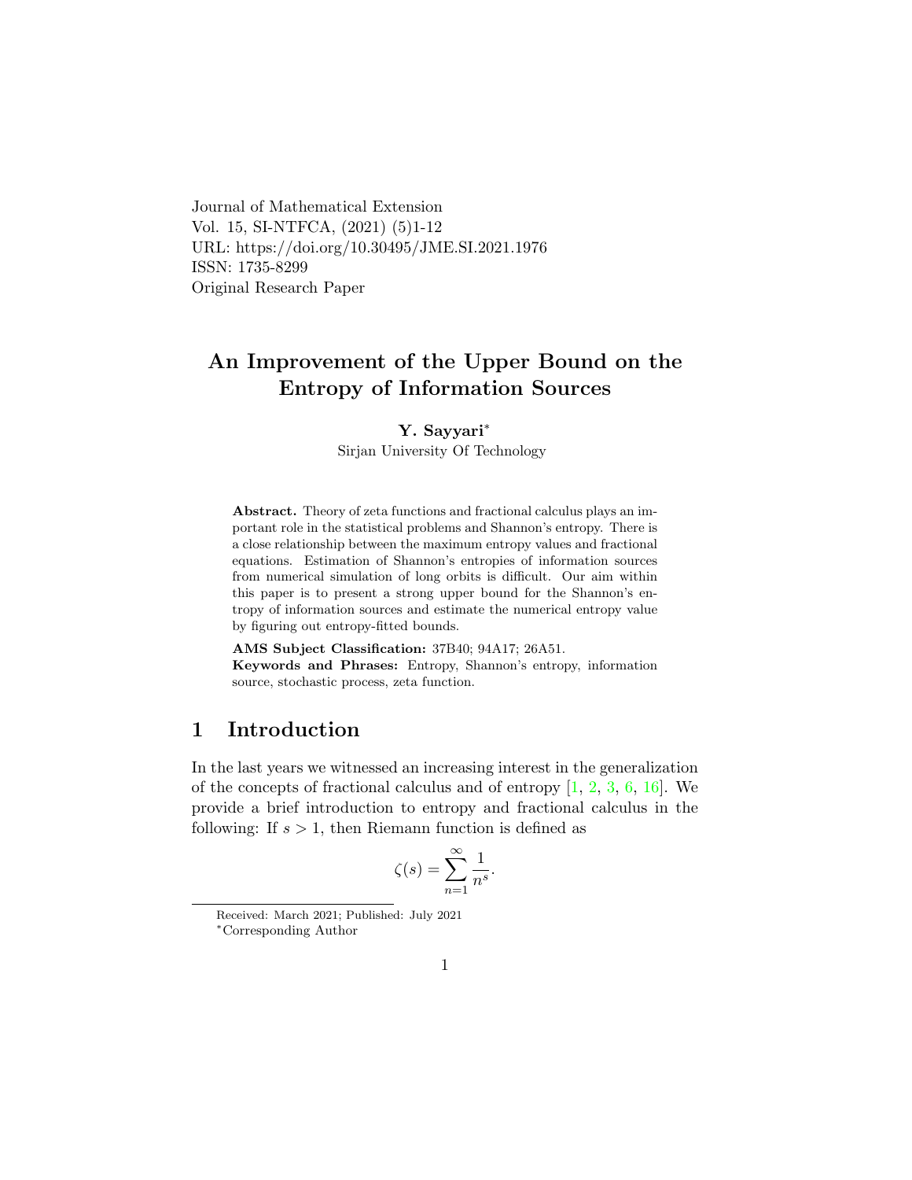Journal of Mathematical Extension
Vol. 15, SI-NTFCA, (2021) (5)1-12
URL: https://doi.org/10.30495/JME.SI.2021.1976
ISSN: 1735-8299
Original Research Paper

# An Improvement of the Upper Bound on the Entropy of Information Sources

**Y. Sayyari***

Sirjan University Of Technology

**Abstract.** Theory of zeta functions and fractional calculus plays an important role in the statistical problems and Shannon's entropy. There is a close relationship between the maximum entropy values and fractional equations. Estimation of Shannon's entropies of information sources from numerical simulation of long orbits is difficult. Our aim within this paper is to present a strong upper bound for the Shannon's entropy of information sources and estimate the numerical entropy value by figuring out entropy-fitted bounds.

**AMS Subject Classification:** 37B40; 94A17; 26A51.

**Keywords and Phrases:** Entropy, Shannon's entropy, information source, stochastic process, zeta function.

## 1 Introduction

In the last years we witnessed an increasing interest in the generalization of the concepts of fractional calculus and of entropy [1, 2, 3, 6, 16]. We provide a brief introduction to entropy and fractional calculus in the following: If $s > 1$, then Riemann function is defined as

$$\zeta(s) = \sum_{n=1}^{\infty} \frac{1}{n^s}.$$

Received: March 2021; Published: July 2021

*Corresponding Author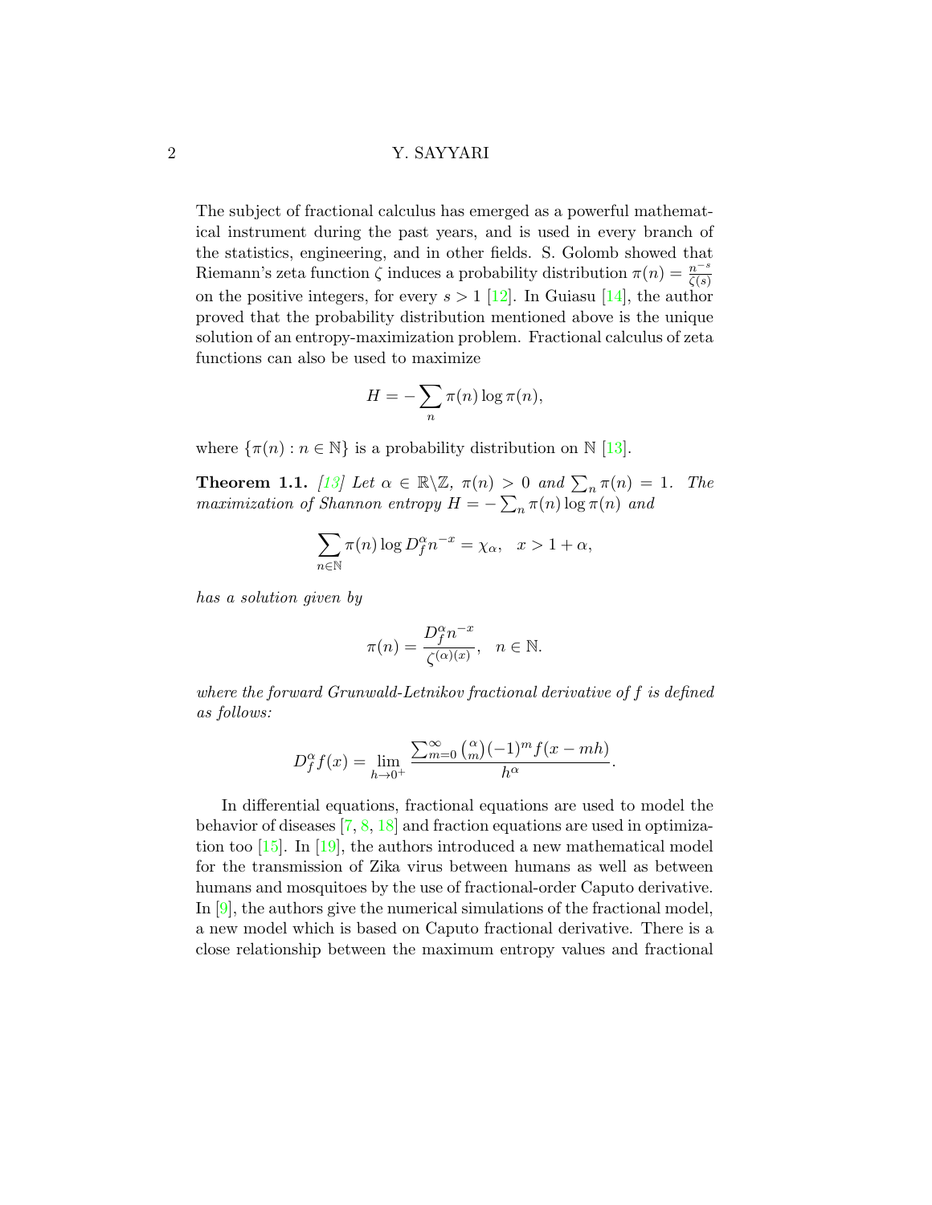The subject of fractional calculus has emerged as a powerful mathematical instrument during the past years, and is used in every branch of the statistics, engineering, and in other fields. S. Golomb showed that Riemann's zeta function $\zeta$ induces a probability distribution $\pi(n) = \frac{n^{-s}}{\zeta(s)}$ on the positive integers, for every $s > 1$ [12]. In Guiasu [14], the author proved that the probability distribution mentioned above is the unique solution of an entropy-maximization problem. Fractional calculus of zeta functions can also be used to maximize

$$H = -\sum_n \pi(n) \log \pi(n),$$

where $\{\pi(n) : n \in \mathbb{N}\}$ is a probability distribution on $\mathbb{N}$ [13].

**Theorem 1.1.** *[13] Let $\alpha \in \mathbb{R} \backslash \mathbb{Z}$, $\pi(n) > 0$ and $\sum_n \pi(n) = 1$. The maximization of Shannon entropy $H = -\sum_n \pi(n) \log \pi(n)$ and*

$$\sum_{n \in \mathbb{N}} \pi(n) \log D_f^{\alpha} n^{-x} = \chi_{\alpha}, \quad x > 1 + \alpha,$$

*has a solution given by*

$$\pi(n) = \frac{D_f^{\alpha} n^{-x}}{\zeta^{(\alpha)(x)}}, \quad n \in \mathbb{N}.$$

*where the forward Grunwald-Letnikov fractional derivative of $f$ is defined as follows:*

$$D_f^{\alpha} f(x) = \lim_{h \to 0^+} \frac{\sum_{m=0}^{\infty} \binom{\alpha}{m} (-1)^m f(x - mh)}{h^{\alpha}}.$$

In differential equations, fractional equations are used to model the behavior of diseases [7, 8, 18] and fraction equations are used in optimization too [15]. In [19], the authors introduced a new mathematical model for the transmission of Zika virus between humans as well as between humans and mosquitoes by the use of fractional-order Caputo derivative. In [9], the authors give the numerical simulations of the fractional model, a new model which is based on Caputo fractional derivative. There is a close relationship between the maximum entropy values and fractional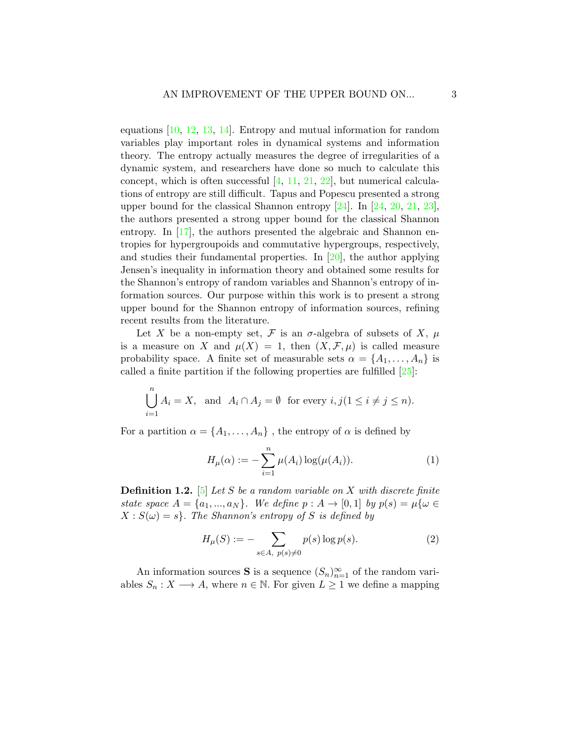equations [10, 12, 13, 14]. Entropy and mutual information for random variables play important roles in dynamical systems and information theory. The entropy actually measures the degree of irregularities of a dynamic system, and researchers have done so much to calculate this concept, which is often successful [4, 11, 21, 22], but numerical calculations of entropy are still difficult. Tapus and Popescu presented a strong upper bound for the classical Shannon entropy [24]. In [24, 20, 21, 23], the authors presented a strong upper bound for the classical Shannon entropy. In [17], the authors presented the algebraic and Shannon entropies for hypergroupoids and commutative hypergroups, respectively, and studies their fundamental properties. In [20], the author applying Jensen's inequality in information theory and obtained some results for the Shannon's entropy of random variables and Shannon's entropy of information sources. Our purpose within this work is to present a strong upper bound for the Shannon entropy of information sources, refining recent results from the literature.

Let $X$ be a non-empty set, $\mathcal{F}$ is an $\sigma$-algebra of subsets of $X$, $\mu$ is a measure on $X$ and $\mu(X) = 1$, then $(X, \mathcal{F}, \mu)$ is called measure probability space. A finite set of measurable sets $\alpha = \{A_1, \dots, A_n\}$ is called a finite partition if the following properties are fulfilled [25]:

$$\bigcup_{i=1}^{n} A_i = X, \quad \text{and} \quad A_i \cap A_j = \emptyset \quad \text{for every } i, j (1 \leq i \neq j \leq n).$$

For a partition $\alpha = \{A_1, \dots, A_n\}$ , the entropy of $\alpha$ is defined by

$$H_\mu(\alpha) := -\sum_{i=1}^{n} \mu(A_i) \log(\mu(A_i)). \tag{1}$$

**Definition 1.2.** [5] *Let $S$ be a random variable on $X$ with discrete finite state space $A = \{a_1, ..., a_N\}$. We define $p : A \to [0, 1]$ by $p(s) = \mu\{\omega \in X : S(\omega) = s\}$. The Shannon's entropy of $S$ is defined by*

$$H_\mu(S) := -\sum_{s \in A,\ p(s) \neq 0} p(s) \log p(s). \tag{2}$$

An information sources $\mathbf{S}$ is a sequence $(S_n)_{n=1}^{\infty}$ of the random variables $S_n : X \longrightarrow A$, where $n \in \mathbb{N}$. For given $L \geq 1$ we define a mapping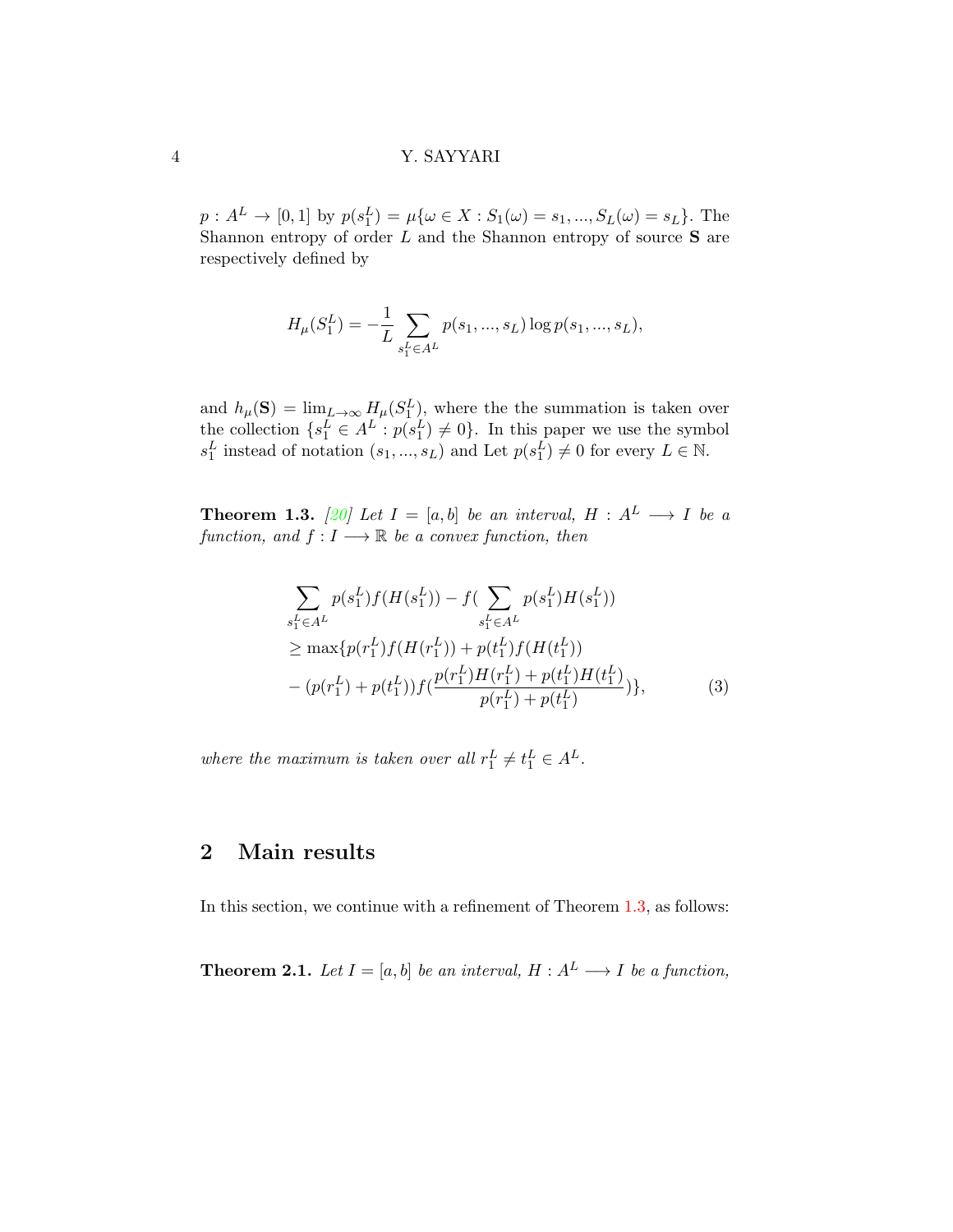$p : A^L \to [0,1]$ by $p(s_1^L) = \mu\{\omega \in X : S_1(\omega) = s_1, ..., S_L(\omega) = s_L\}$. The Shannon entropy of order $L$ and the Shannon entropy of source $\mathbf{S}$ are respectively defined by

$$H_\mu(S_1^L) = -\frac{1}{L} \sum_{s_1^L \in A^L} p(s_1, ..., s_L) \log p(s_1, ..., s_L),$$

and $h_\mu(\mathbf{S}) = \lim_{L\to\infty} H_\mu(S_1^L)$, where the the summation is taken over the collection $\{s_1^L \in A^L : p(s_1^L) \neq 0\}$. In this paper we use the symbol $s_1^L$ instead of notation $(s_1, ..., s_L)$ and Let $p(s_1^L) \neq 0$ for every $L \in \mathbb{N}$.

**Theorem 1.3.** *[20] Let $I = [a, b]$ be an interval, $H : A^L \longrightarrow I$ be a function, and $f : I \longrightarrow \mathbb{R}$ be a convex function, then*

$$\begin{aligned}
&\sum_{s_1^L \in A^L} p(s_1^L) f(H(s_1^L)) - f(\sum_{s_1^L \in A^L} p(s_1^L) H(s_1^L)) \\
&\geq \max\{p(r_1^L) f(H(r_1^L)) + p(t_1^L) f(H(t_1^L)) \\
&- (p(r_1^L) + p(t_1^L)) f(\frac{p(r_1^L)H(r_1^L) + p(t_1^L)H(t_1^L)}{p(r_1^L) + p(t_1^L)})\}, \qquad (3)
\end{aligned}$$

*where the maximum is taken over all $r_1^L \neq t_1^L \in A^L$.*

## 2 Main results

In this section, we continue with a refinement of Theorem 1.3, as follows:

**Theorem 2.1.** *Let $I = [a, b]$ be an interval, $H : A^L \longrightarrow I$ be a function,*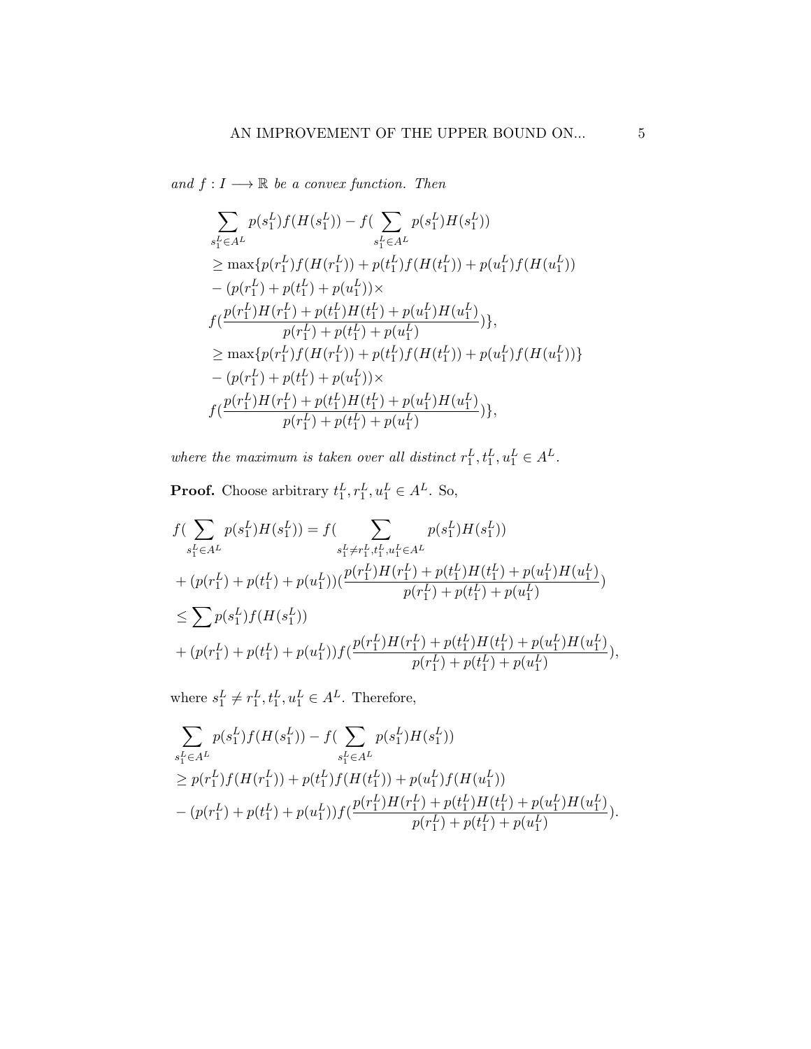*and $f : I \longrightarrow \mathbb{R}$ be a convex function. Then*

$$
\begin{aligned}
&\sum_{s_1^L \in A^L} p(s_1^L) f(H(s_1^L)) - f(\sum_{s_1^L \in A^L} p(s_1^L) H(s_1^L)) \\
&\geq \max\{p(r_1^L) f(H(r_1^L)) + p(t_1^L) f(H(t_1^L)) + p(u_1^L) f(H(u_1^L)) \\
&- (p(r_1^L) + p(t_1^L) + p(u_1^L)) \times \\
&f(\frac{p(r_1^L)H(r_1^L) + p(t_1^L)H(t_1^L) + p(u_1^L)H(u_1^L)}{p(r_1^L) + p(t_1^L) + p(u_1^L)})\}, \\
&\geq \max\{p(r_1^L) f(H(r_1^L)) + p(t_1^L) f(H(t_1^L)) + p(u_1^L) f(H(u_1^L))\} \\
&- (p(r_1^L) + p(t_1^L) + p(u_1^L)) \times \\
&f(\frac{p(r_1^L)H(r_1^L) + p(t_1^L)H(t_1^L) + p(u_1^L)H(u_1^L)}{p(r_1^L) + p(t_1^L) + p(u_1^L)})\},
\end{aligned}
$$

*where the maximum is taken over all distinct $r_1^L, t_1^L, u_1^L \in A^L$.*

**Proof.** Choose arbitrary $t_1^L, r_1^L, u_1^L \in A^L$. So,

$$
\begin{aligned}
&f(\sum_{s_1^L \in A^L} p(s_1^L) H(s_1^L)) = f(\sum_{s_1^L \neq r_1^L, t_1^L, u_1^L \in A^L} p(s_1^L) H(s_1^L)) \\
&+ (p(r_1^L) + p(t_1^L) + p(u_1^L))(\frac{p(r_1^L)H(r_1^L) + p(t_1^L)H(t_1^L) + p(u_1^L)H(u_1^L)}{p(r_1^L) + p(t_1^L) + p(u_1^L)}) \\
&\leq \sum p(s_1^L) f(H(s_1^L)) \\
&+ (p(r_1^L) + p(t_1^L) + p(u_1^L)) f(\frac{p(r_1^L)H(r_1^L) + p(t_1^L)H(t_1^L) + p(u_1^L)H(u_1^L)}{p(r_1^L) + p(t_1^L) + p(u_1^L)}),
\end{aligned}
$$

where $s_1^L \neq r_1^L, t_1^L, u_1^L \in A^L$. Therefore,

$$
\begin{aligned}
&\sum_{s_1^L \in A^L} p(s_1^L) f(H(s_1^L)) - f(\sum_{s_1^L \in A^L} p(s_1^L) H(s_1^L)) \\
&\geq p(r_1^L) f(H(r_1^L)) + p(t_1^L) f(H(t_1^L)) + p(u_1^L) f(H(u_1^L)) \\
&- (p(r_1^L) + p(t_1^L) + p(u_1^L)) f(\frac{p(r_1^L)H(r_1^L) + p(t_1^L)H(t_1^L) + p(u_1^L)H(u_1^L)}{p(r_1^L) + p(t_1^L) + p(u_1^L)}).
\end{aligned}
$$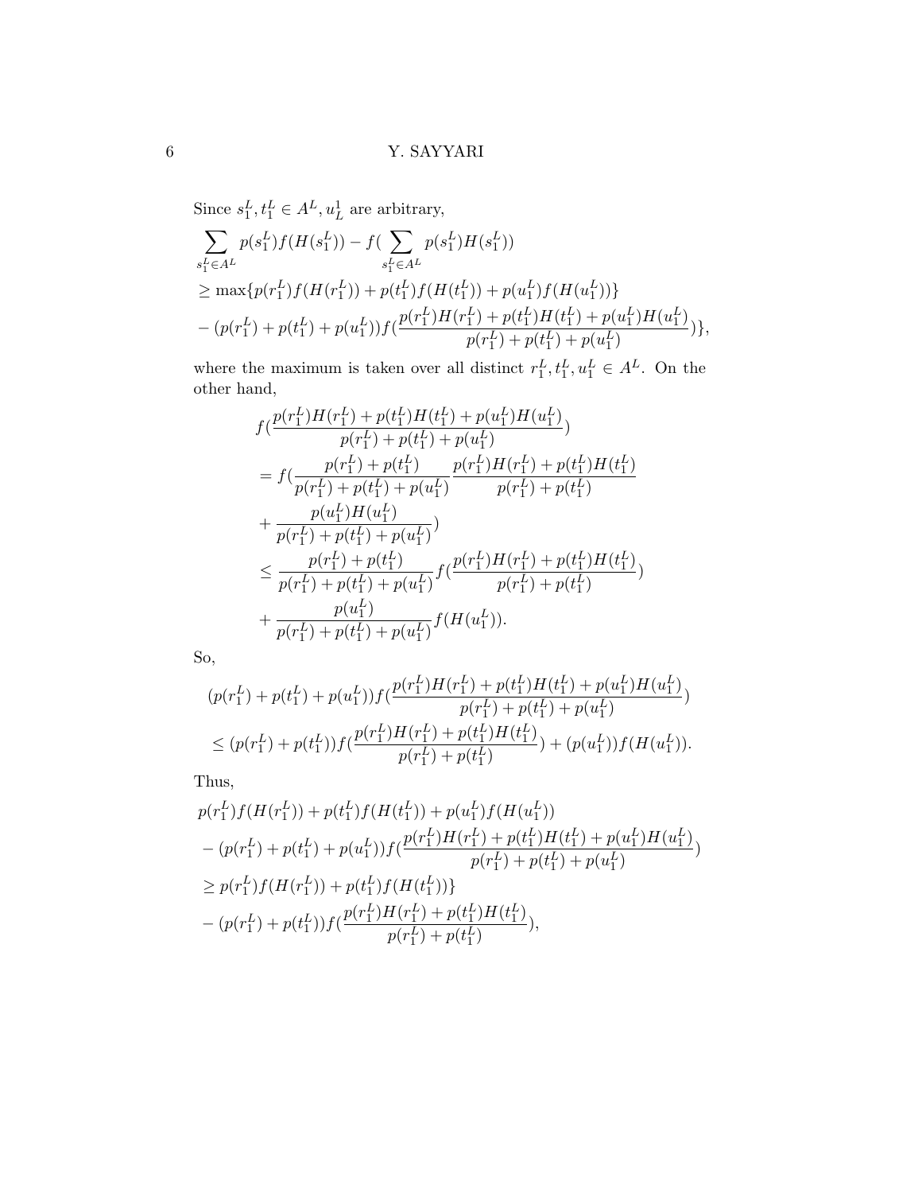Since $s_1^L, t_1^L \in A^L, u_L^1$ are arbitrary,

$$
\begin{aligned}
&\sum_{s_1^L \in A^L} p(s_1^L) f(H(s_1^L)) - f(\sum_{s_1^L \in A^L} p(s_1^L) H(s_1^L)) \\
&\geq \max\{p(r_1^L) f(H(r_1^L)) + p(t_1^L) f(H(t_1^L)) + p(u_1^L) f(H(u_1^L))\} \\
&- (p(r_1^L) + p(t_1^L) + p(u_1^L)) f(\frac{p(r_1^L)H(r_1^L) + p(t_1^L)H(t_1^L) + p(u_1^L)H(u_1^L)}{p(r_1^L) + p(t_1^L) + p(u_1^L)})\},
\end{aligned}
$$

where the maximum is taken over all distinct $r_1^L, t_1^L, u_1^L \in A^L$. On the other hand,

$$
\begin{aligned}
&f(\frac{p(r_1^L)H(r_1^L) + p(t_1^L)H(t_1^L) + p(u_1^L)H(u_1^L)}{p(r_1^L) + p(t_1^L) + p(u_1^L)}) \\
&= f(\frac{p(r_1^L) + p(t_1^L)}{p(r_1^L) + p(t_1^L) + p(u_1^L)} \frac{p(r_1^L)H(r_1^L) + p(t_1^L)H(t_1^L)}{p(r_1^L) + p(t_1^L)} \\
&+ \frac{p(u_1^L)H(u_1^L)}{p(r_1^L) + p(t_1^L) + p(u_1^L)}) \\
&\leq \frac{p(r_1^L) + p(t_1^L)}{p(r_1^L) + p(t_1^L) + p(u_1^L)} f(\frac{p(r_1^L)H(r_1^L) + p(t_1^L)H(t_1^L)}{p(r_1^L) + p(t_1^L)}) \\
&+ \frac{p(u_1^L)}{p(r_1^L) + p(t_1^L) + p(u_1^L)} f(H(u_1^L)).
\end{aligned}
$$

So,

$$
\begin{aligned}
&(p(r_1^L) + p(t_1^L) + p(u_1^L)) f(\frac{p(r_1^L)H(r_1^L) + p(t_1^L)H(t_1^L) + p(u_1^L)H(u_1^L)}{p(r_1^L) + p(t_1^L) + p(u_1^L)}) \\
&\leq (p(r_1^L) + p(t_1^L)) f(\frac{p(r_1^L)H(r_1^L) + p(t_1^L)H(t_1^L)}{p(r_1^L) + p(t_1^L)}) + (p(u_1^L)) f(H(u_1^L)).
\end{aligned}
$$

Thus,

$$
\begin{aligned}
&p(r_1^L) f(H(r_1^L)) + p(t_1^L) f(H(t_1^L)) + p(u_1^L) f(H(u_1^L)) \\
&- (p(r_1^L) + p(t_1^L) + p(u_1^L)) f(\frac{p(r_1^L)H(r_1^L) + p(t_1^L)H(t_1^L) + p(u_1^L)H(u_1^L)}{p(r_1^L) + p(t_1^L) + p(u_1^L)}) \\
&\geq p(r_1^L) f(H(r_1^L)) + p(t_1^L) f(H(t_1^L))\} \\
&- (p(r_1^L) + p(t_1^L)) f(\frac{p(r_1^L)H(r_1^L) + p(t_1^L)H(t_1^L)}{p(r_1^L) + p(t_1^L)}),
\end{aligned}
$$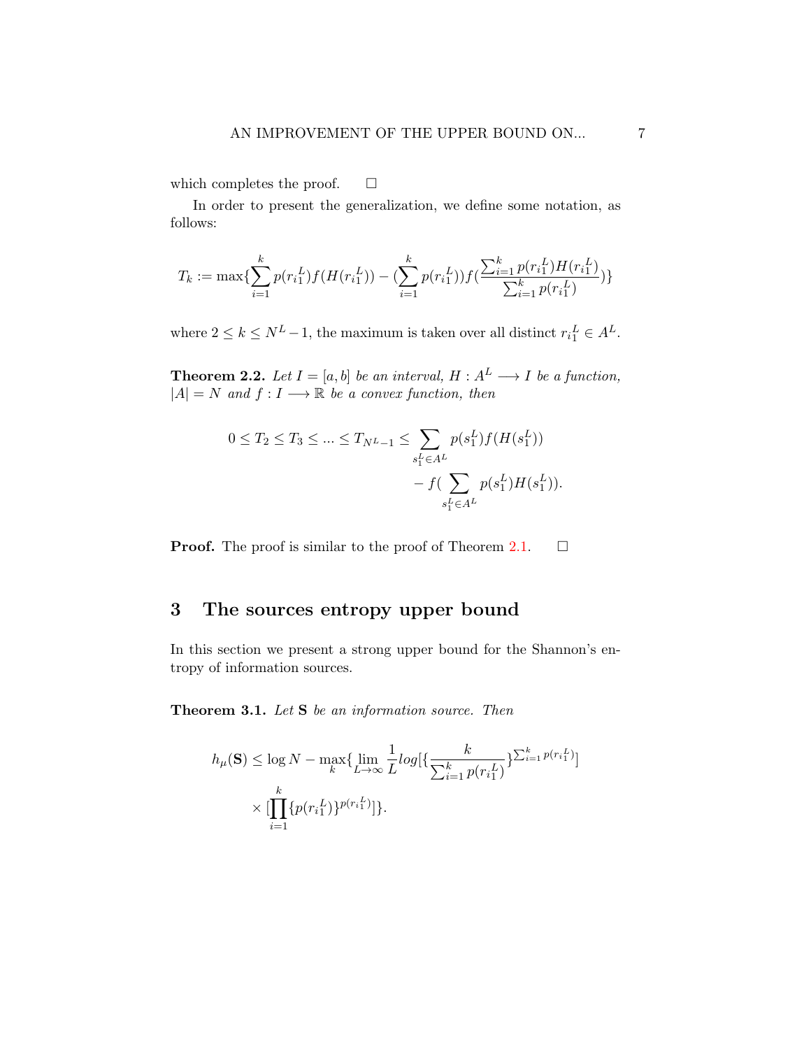which completes the proof. $\square$

In order to present the generalization, we define some notation, as follows:

$$T_k := \max\{\sum_{i=1}^{k} p(r_{i_1}^L) f(H(r_{i_1}^L)) - (\sum_{i=1}^{k} p(r_{i_1}^L)) f(\frac{\sum_{i=1}^{k} p(r_{i_1}^L) H(r_{i_1}^L)}{\sum_{i=1}^{k} p(r_{i_1}^L)})\}$$

where $2 \leq k \leq N^L - 1$, the maximum is taken over all distinct $r_{i_1}^L \in A^L$.

**Theorem 2.2.** *Let $I = [a, b]$ be an interval, $H : A^L \longrightarrow I$ be a function, $|A| = N$ and $f : I \longrightarrow \mathbb{R}$ be a convex function, then*

$$0 \leq T_2 \leq T_3 \leq ... \leq T_{N^L - 1} \leq \sum_{s_1^L \in A^L} p(s_1^L) f(H(s_1^L)) - f(\sum_{s_1^L \in A^L} p(s_1^L) H(s_1^L)).$$

**Proof.** The proof is similar to the proof of Theorem 2.1. $\square$

## 3 The sources entropy upper bound

In this section we present a strong upper bound for the Shannon's entropy of information sources.

**Theorem 3.1.** *Let* $\mathbf{S}$ *be an information source. Then*

$$h_\mu(\mathbf{S}) \leq \log N - \max_k \{\lim_{L \to \infty} \frac{1}{L} log[\{\frac{k}{\sum_{i=1}^{k} p(r_{i_1}^L)}\}^{\sum_{i=1}^{k} p(r_{i_1}^L)}] \times [\prod_{i=1}^{k} \{p(r_{i_1}^L)\}^{p(r_{i_1}^L)}]\}.$$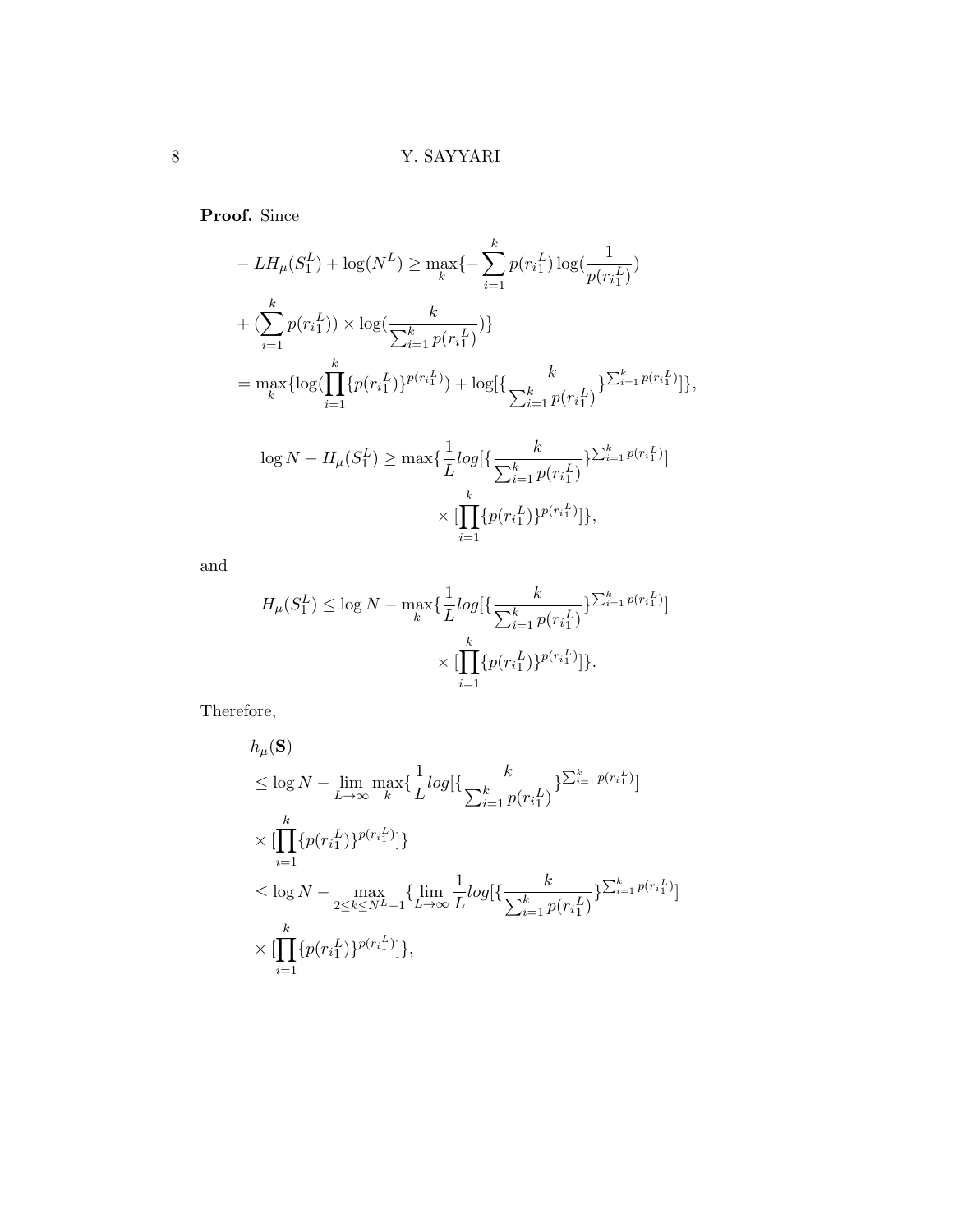**Proof.** Since

$$
\begin{aligned}
& - LH_\mu(S_1^L) + \log(N^L) \geq \max_k\{-\sum_{i=1}^{k} p(r_{i_1}^L)\log(\frac{1}{p(r_{i_1}^L)}) \\
& + (\sum_{i=1}^{k} p(r_{i_1}^L)) \times \log(\frac{k}{\sum_{i=1}^{k} p(r_{i_1}^L)})\} \\
& = \max_k\{\log(\prod_{i=1}^{k}\{p(r_{i_1}^L)\}^{p(r_{i_1}^L)}) + \log[\{\frac{k}{\sum_{i=1}^{k} p(r_{i_1}^L)}\}^{\sum_{i=1}^{k} p(r_{i_1}^L)}]\},
\end{aligned}
$$

$$
\begin{aligned}
\log N - H_\mu(S_1^L) \geq \max\{\frac{1}{L}log[\{\frac{k}{\sum_{i=1}^{k} p(r_{i_1}^L)}\}^{\sum_{i=1}^{k} p(r_{i_1}^L)}] \\
\times [\prod_{i=1}^{k}\{p(r_{i_1}^L)\}^{p(r_{i_1}^L)}]\},
\end{aligned}
$$

and

$$
\begin{aligned}
H_\mu(S_1^L) \leq \log N - \max_k\{\frac{1}{L}log[\{\frac{k}{\sum_{i=1}^{k} p(r_{i_1}^L)}\}^{\sum_{i=1}^{k} p(r_{i_1}^L)}] \\
\times [\prod_{i=1}^{k}\{p(r_{i_1}^L)\}^{p(r_{i_1}^L)}]\}.
\end{aligned}
$$

Therefore,

$$
\begin{aligned}
& h_\mu(\mathbf{S}) \\
& \leq \log N - \lim_{L\to\infty}\max_k\{\frac{1}{L}log[\{\frac{k}{\sum_{i=1}^{k} p(r_{i_1}^L)}\}^{\sum_{i=1}^{k} p(r_{i_1}^L)}] \\
& \times [\prod_{i=1}^{k}\{p(r_{i_1}^L)\}^{p(r_{i_1}^L)}]\} \\
& \leq \log N - \max_{2\leq k\leq N^L-1}\{\lim_{L\to\infty}\frac{1}{L}log[\{\frac{k}{\sum_{i=1}^{k} p(r_{i_1}^L)}\}^{\sum_{i=1}^{k} p(r_{i_1}^L)}] \\
& \times [\prod_{i=1}^{k}\{p(r_{i_1}^L)\}^{p(r_{i_1}^L)}]\},
\end{aligned}
$$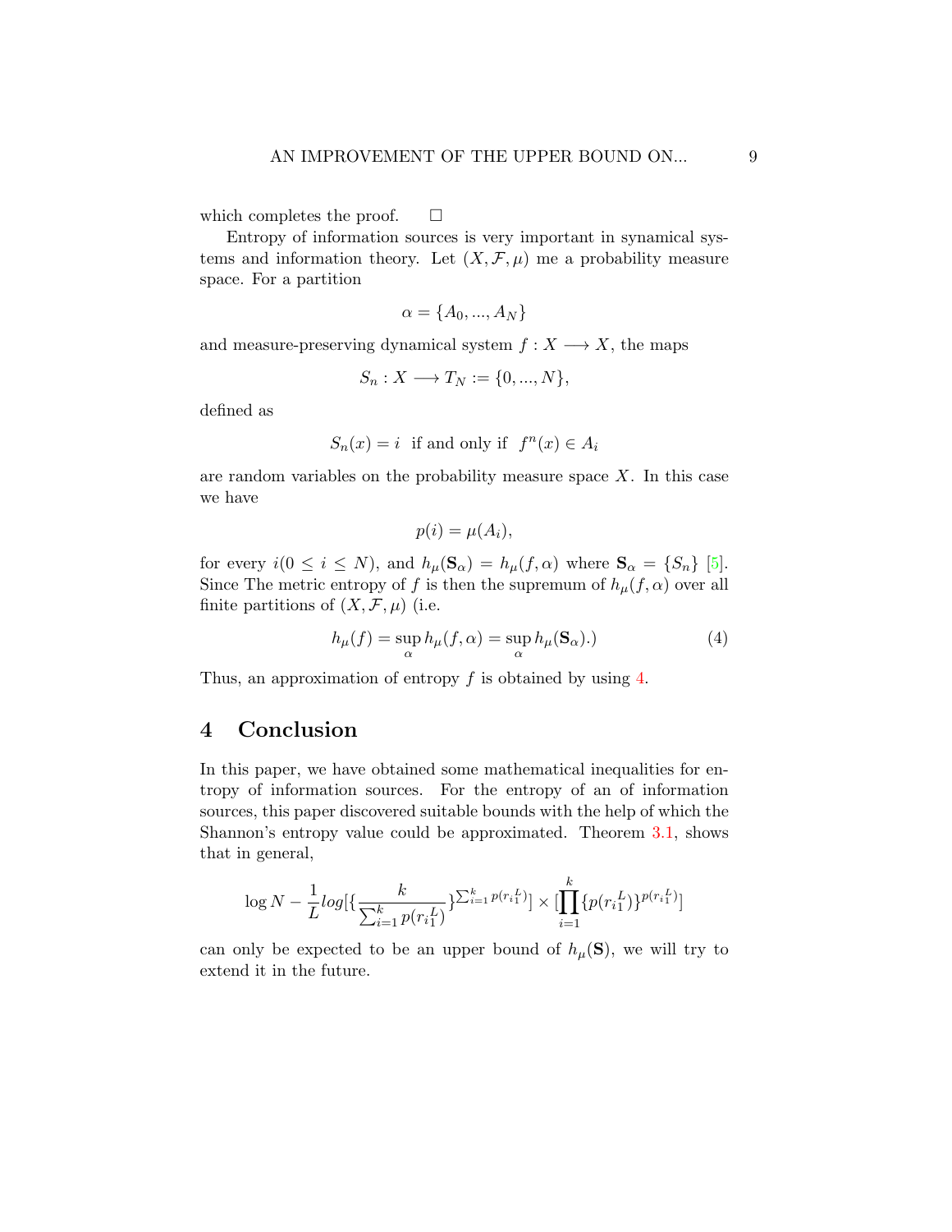which completes the proof. □

Entropy of information sources is very important in synamical systems and information theory. Let $(X, \mathcal{F}, \mu)$ me a probability measure space. For a partition

$$\alpha = \{A_0, ..., A_N\}$$

and measure-preserving dynamical system $f : X \longrightarrow X$, the maps

$$S_n : X \longrightarrow T_N := \{0, ..., N\},$$

defined as

$$S_n(x) = i \ \text{ if and only if } \ f^n(x) \in A_i$$

are random variables on the probability measure space $X$. In this case we have

$$p(i) = \mu(A_i),$$

for every $i (0 \leq i \leq N)$, and $h_\mu(\mathbf{S}_\alpha) = h_\mu(f, \alpha)$ where $\mathbf{S}_\alpha = \{S_n\}$ [5]. Since The metric entropy of $f$ is then the supremum of $h_\mu(f, \alpha)$ over all finite partitions of $(X, \mathcal{F}, \mu)$ (i.e.

$$h_\mu(f) = \sup_\alpha h_\mu(f, \alpha) = \sup_\alpha h_\mu(\mathbf{S}_\alpha).) \tag{4}$$

Thus, an approximation of entropy $f$ is obtained by using 4.

# 4 Conclusion

In this paper, we have obtained some mathematical inequalities for entropy of information sources. For the entropy of an of information sources, this paper discovered suitable bounds with the help of which the Shannon's entropy value could be approximated. Theorem 3.1, shows that in general,

$$\log N - \frac{1}{L} log[\{\frac{k}{\sum_{i=1}^{k} p(r_{i1}^{L})}\}^{\sum_{i=1}^{k} p(r_{i1}^{L})}] \times [\prod_{i=1}^{k} \{p(r_{i1}^{L})\}^{p(r_{i1}^{L})}]$$

can only be expected to be an upper bound of $h_\mu(\mathbf{S})$, we will try to extend it in the future.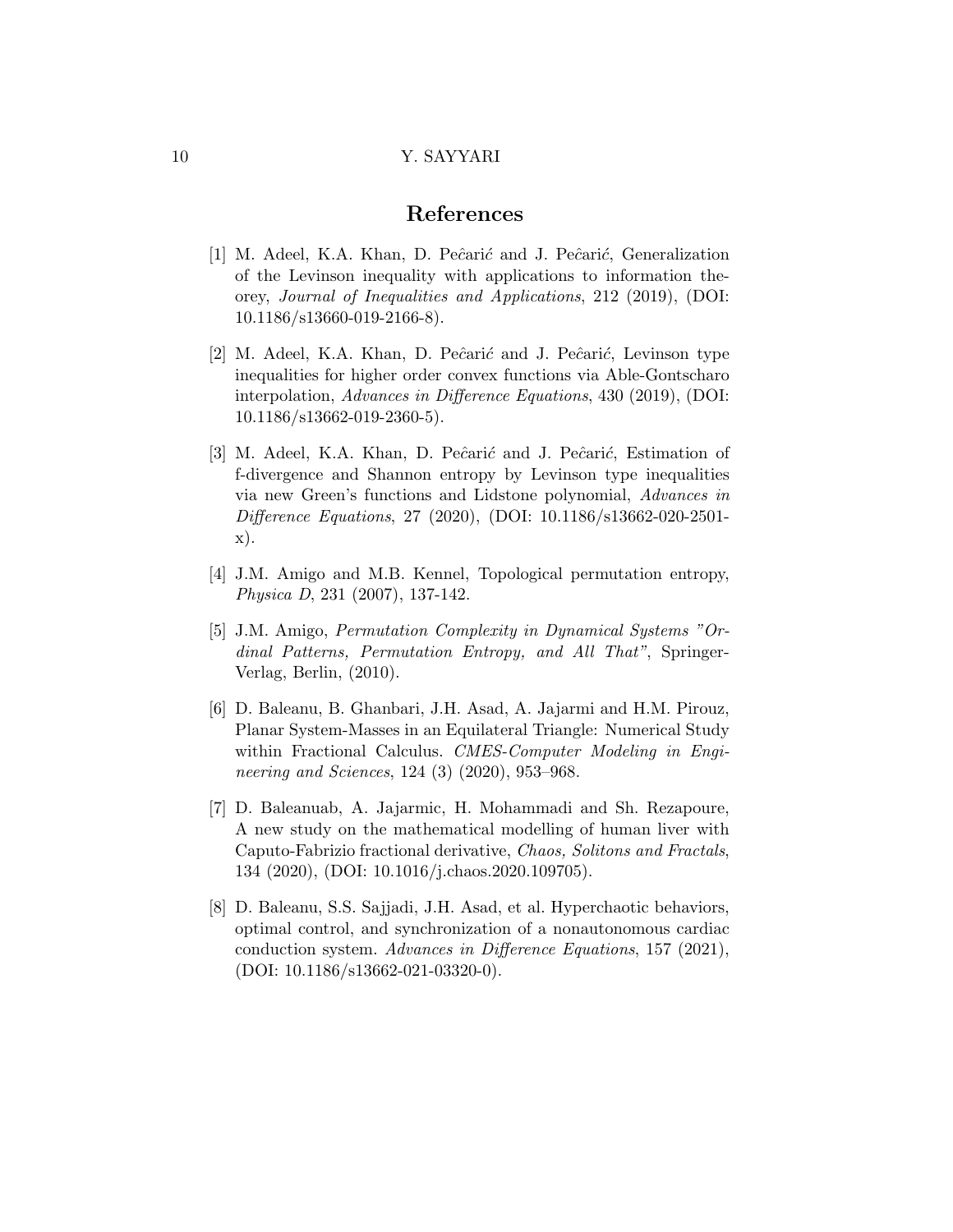## References

[1] M. Adeel, K.A. Khan, D. Peĉarić and J. Peĉarić, Generalization of the Levinson inequality with applications to information theorey, *Journal of Inequalities and Applications*, 212 (2019), (DOI: 10.1186/s13660-019-2166-8).

[2] M. Adeel, K.A. Khan, D. Peĉarić and J. Peĉarić, Levinson type inequalities for higher order convex functions via Able-Gontscharo interpolation, *Advances in Difference Equations*, 430 (2019), (DOI: 10.1186/s13662-019-2360-5).

[3] M. Adeel, K.A. Khan, D. Peĉarić and J. Peĉarić, Estimation of f-divergence and Shannon entropy by Levinson type inequalities via new Green's functions and Lidstone polynomial, *Advances in Difference Equations*, 27 (2020), (DOI: 10.1186/s13662-020-2501-x).

[4] J.M. Amigo and M.B. Kennel, Topological permutation entropy, *Physica D*, 231 (2007), 137-142.

[5] J.M. Amigo, *Permutation Complexity in Dynamical Systems "Ordinal Patterns, Permutation Entropy, and All That"*, Springer-Verlag, Berlin, (2010).

[6] D. Baleanu, B. Ghanbari, J.H. Asad, A. Jajarmi and H.M. Pirouz, Planar System-Masses in an Equilateral Triangle: Numerical Study within Fractional Calculus. *CMES-Computer Modeling in Engineering and Sciences*, 124 (3) (2020), 953–968.

[7] D. Baleanuab, A. Jajarmic, H. Mohammadi and Sh. Rezapoure, A new study on the mathematical modelling of human liver with Caputo-Fabrizio fractional derivative, *Chaos, Solitons and Fractals*, 134 (2020), (DOI: 10.1016/j.chaos.2020.109705).

[8] D. Baleanu, S.S. Sajjadi, J.H. Asad, et al. Hyperchaotic behaviors, optimal control, and synchronization of a nonautonomous cardiac conduction system. *Advances in Difference Equations*, 157 (2021), (DOI: 10.1186/s13662-021-03320-0).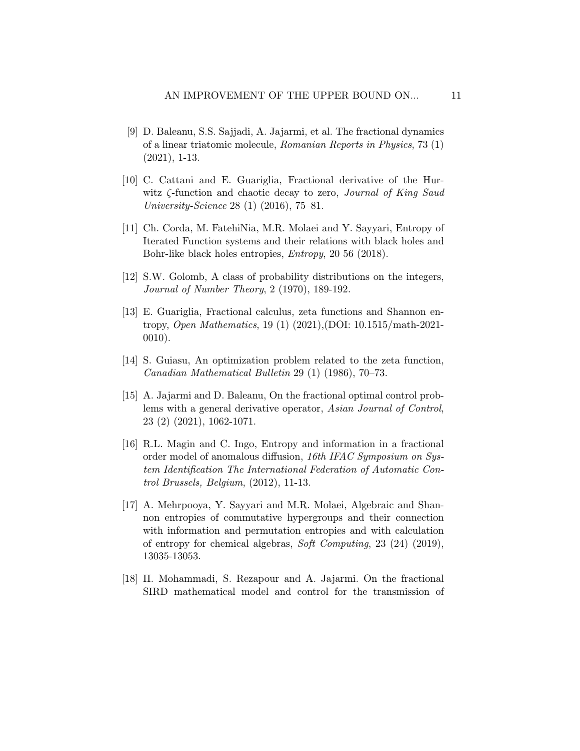[9] D. Baleanu, S.S. Sajjadi, A. Jajarmi, et al. The fractional dynamics of a linear triatomic molecule, *Romanian Reports in Physics*, 73 (1) (2021), 1-13.

[10] C. Cattani and E. Guariglia, Fractional derivative of the Hurwitz $\zeta$-function and chaotic decay to zero, *Journal of King Saud University-Science* 28 (1) (2016), 75–81.

[11] Ch. Corda, M. FatehiNia, M.R. Molaei and Y. Sayyari, Entropy of Iterated Function systems and their relations with black holes and Bohr-like black holes entropies, *Entropy*, 20 56 (2018).

[12] S.W. Golomb, A class of probability distributions on the integers, *Journal of Number Theory*, 2 (1970), 189-192.

[13] E. Guariglia, Fractional calculus, zeta functions and Shannon entropy, *Open Mathematics*, 19 (1) (2021),(DOI: 10.1515/math-2021-0010).

[14] S. Guiasu, An optimization problem related to the zeta function, *Canadian Mathematical Bulletin* 29 (1) (1986), 70–73.

[15] A. Jajarmi and D. Baleanu, On the fractional optimal control problems with a general derivative operator, *Asian Journal of Control*, 23 (2) (2021), 1062-1071.

[16] R.L. Magin and C. Ingo, Entropy and information in a fractional order model of anomalous diffusion, *16th IFAC Symposium on System Identification The International Federation of Automatic Control Brussels, Belgium*, (2012), 11-13.

[17] A. Mehrpooya, Y. Sayyari and M.R. Molaei, Algebraic and Shannon entropies of commutative hypergroups and their connection with information and permutation entropies and with calculation of entropy for chemical algebras, *Soft Computing*, 23 (24) (2019), 13035-13053.

[18] H. Mohammadi, S. Rezapour and A. Jajarmi. On the fractional SIRD mathematical model and control for the transmission of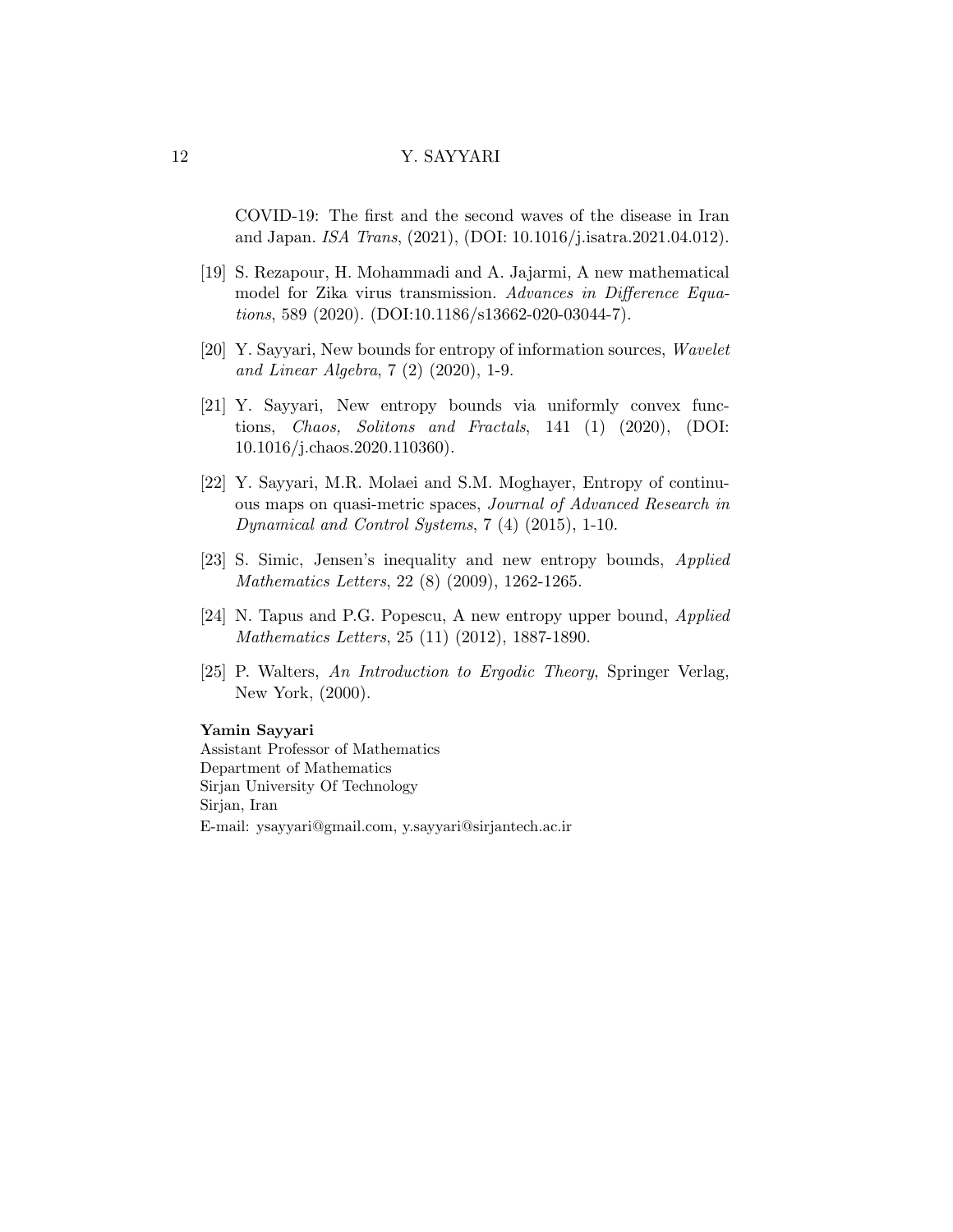COVID-19: The first and the second waves of the disease in Iran and Japan. *ISA Trans*, (2021), (DOI: 10.1016/j.isatra.2021.04.012).

[19] S. Rezapour, H. Mohammadi and A. Jajarmi, A new mathematical model for Zika virus transmission. *Advances in Difference Equations*, 589 (2020). (DOI:10.1186/s13662-020-03044-7).

[20] Y. Sayyari, New bounds for entropy of information sources, *Wavelet and Linear Algebra*, 7 (2) (2020), 1-9.

[21] Y. Sayyari, New entropy bounds via uniformly convex functions, *Chaos, Solitons and Fractals*, 141 (1) (2020), (DOI: 10.1016/j.chaos.2020.110360).

[22] Y. Sayyari, M.R. Molaei and S.M. Moghayer, Entropy of continuous maps on quasi-metric spaces, *Journal of Advanced Research in Dynamical and Control Systems*, 7 (4) (2015), 1-10.

[23] S. Simic, Jensen's inequality and new entropy bounds, *Applied Mathematics Letters*, 22 (8) (2009), 1262-1265.

[24] N. Tapus and P.G. Popescu, A new entropy upper bound, *Applied Mathematics Letters*, 25 (11) (2012), 1887-1890.

[25] P. Walters, *An Introduction to Ergodic Theory*, Springer Verlag, New York, (2000).

**Yamin Sayyari**
Assistant Professor of Mathematics
Department of Mathematics
Sirjan University Of Technology
Sirjan, Iran
E-mail: ysayyari@gmail.com, y.sayyari@sirjantech.ac.ir